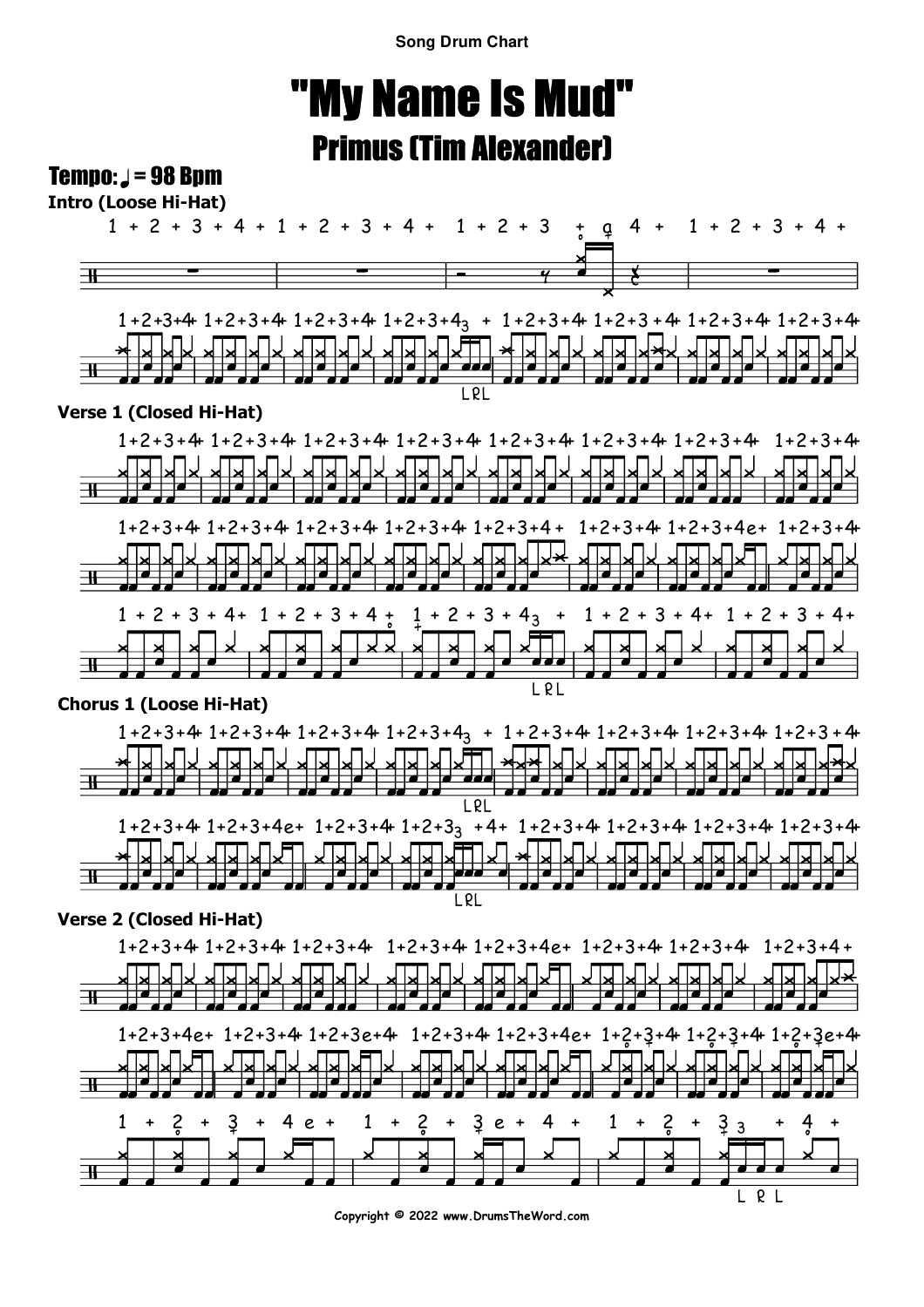Song Drum Chart

# "My Name Is Mud"

## Primus (Tim Alexander)

**Tempo: ♩ = 98 Bpm**

**Intro (Loose Hi-Hat)**

**Verse 1 (Closed Hi-Hat)**

**Chorus 1 (Loose Hi-Hat)**

**Verse 2 (Closed Hi-Hat)**

Copyright © 2022 www.DrumsTheWord.com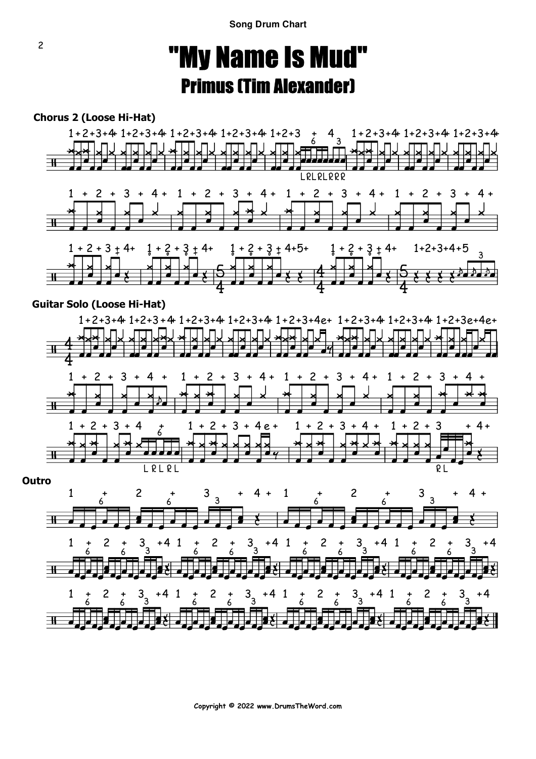# "My Name Is Mud"

## Primus (Tim Alexander)

**Chorus 2 (Loose Hi-Hat)**

1+2+3+4+ 1+2+3+4+ 1+2+3+4+ 1+2+3+4+ 1+2+3 + 4 1+2+3+4+ 1+2+3+4+ 1+2+3+4+

LRLRLRRR

1 + 2 + 3 + 4 + 1 + 2 + 3 + 4 + 1 + 2 + 3 + 4 + 1 + 2 + 3 + 4 +

1 + 2 + 3 + 4+ 1 + 2 + 3 + 4+ 1 + 2 + 3 + 4+5+ 1 + 2 + 3 + 4+ 1+2+3+4+5

**Guitar Solo (Loose Hi-Hat)**

1+2+3+4+ 1+2+3+4+ 1+2+3+4+ 1+2+3+4+ 1+2+3+4e+ 1+2+3+4+ 1+2+3+4+ 1+2+3e+4e+

1 + 2 + 3 + 4 + 1 + 2 + 3 + 4+ 1 + 2 + 3 + 4+ 1 + 2 + 3 + 4 +

1 + 2 + 3 + 4 + 1 + 2 + 3 + 4 e + 1 + 2 + 3 + 4 + 1 + 2 + 3 + 4+

LRLRL RL

**Outro**

1 + 2 + 3 + 4 + 1 + 2 + 3 + 4 +

1 + 2 + 3 +4 1 + 2 + 3 +4 1 + 2 + 3 +4 1 + 2 + 3 +4

1 + 2 + 3 +4 1 + 2 + 3 +4 1 + 2 + 3 +4 1 + 2 + 3 +4

Copyright © 2022 www.DrumsTheWord.com